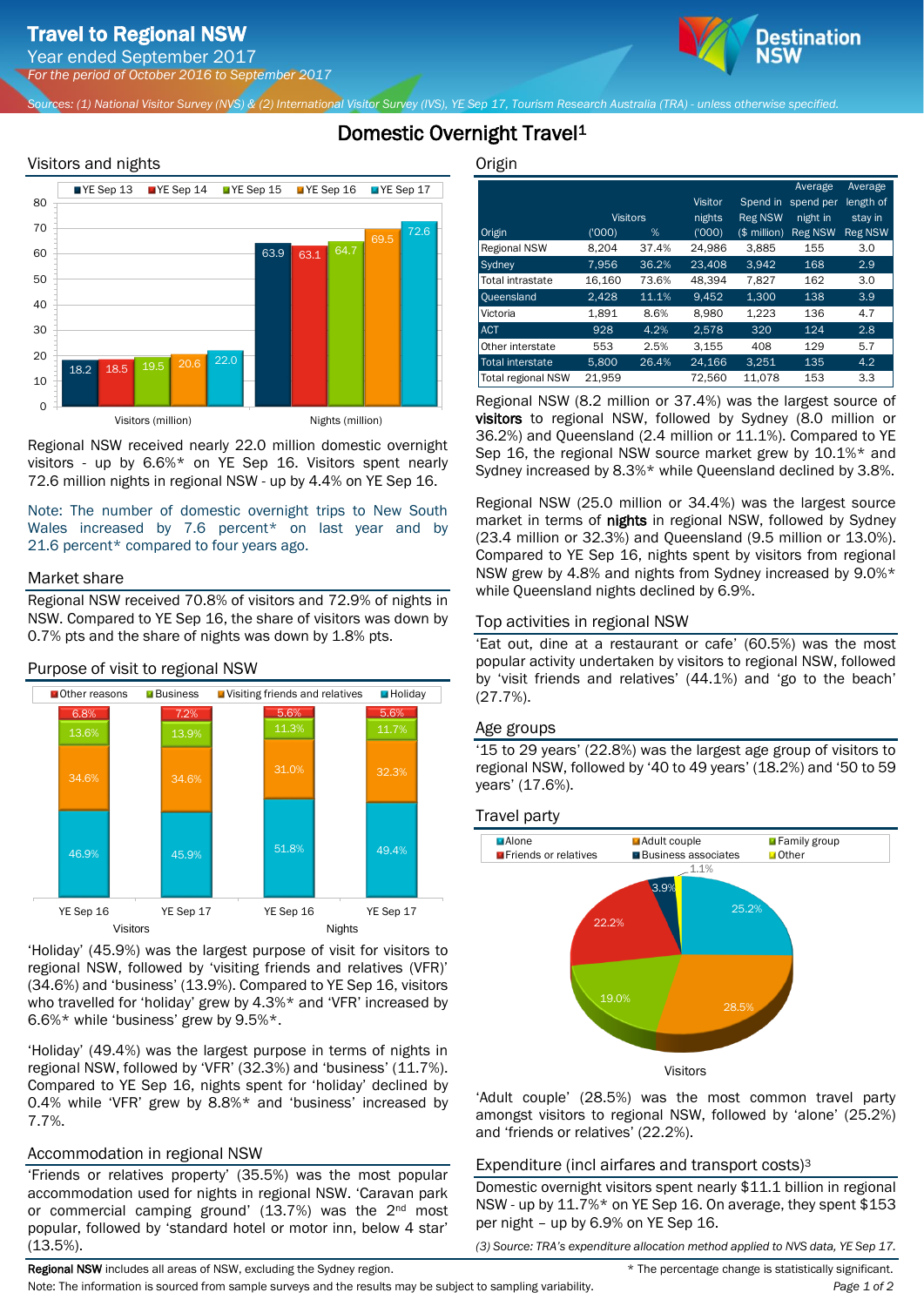# Travel to Regional NSW

Year ended September 2017

*For the period of October 2016 to September 2017*

*Sources: (1) National Visitor Survey (NVS) & (2) International Visitor Survey (IVS), YE Sep 17, Tourism Research Australia (TRA) - unless otherwise specified.*

## Domestic Overnight Travel[1]

### Visitors and nights

| | YE Sep 13 | YE Sep 14 | YE Sep 15 | YE Sep 16 | YE Sep 17 |
|---|---|---|---|---|---|
| Visitors (million) | 18.2 | 18.5 | 19.5 | 20.6 | 22.0 |
| Nights (million) | 63.9 | 63.1 | 64.7 | 69.5 | 72.6 |

Regional NSW received nearly 22.0 million domestic overnight visitors - up by 6.6%* on YE Sep 16. Visitors spent nearly 72.6 million nights in regional NSW - up by 4.4% on YE Sep 16.

Note: The number of domestic overnight trips to New South Wales increased by 7.6 percent* on last year and by 21.6 percent* compared to four years ago.

### Market share

Regional NSW received 70.8% of visitors and 72.9% of nights in NSW. Compared to YE Sep 16, the share of visitors was down by 0.7% pts and the share of nights was down by 1.8% pts.

### Purpose of visit to regional NSW

| | Visitors YE Sep 16 | Visitors YE Sep 17 | Nights YE Sep 16 | Nights YE Sep 17 |
|---|---|---|---|---|
| Other reasons | 6.8% | 7.2% | 5.6% | 5.6% |
| Business | 13.6% | 13.9% | 11.3% | 11.7% |
| Visiting friends and relatives | 34.6% | 34.6% | 31.0% | 32.3% |
| Holiday | 46.9% | 45.9% | 51.8% | 49.4% |

'Holiday' (45.9%) was the largest purpose of visit for visitors to regional NSW, followed by 'visiting friends and relatives (VFR)' (34.6%) and 'business' (13.9%). Compared to YE Sep 16, visitors who travelled for 'holiday' grew by 4.3%* and 'VFR' increased by 6.6%* while 'business' grew by 9.5%*.

'Holiday' (49.4%) was the largest purpose in terms of nights in regional NSW, followed by 'VFR' (32.3%) and 'business' (11.7%). Compared to YE Sep 16, nights spent for 'holiday' declined by 0.4% while 'VFR' grew by 8.8%* and 'business' increased by 7.7%.

### Accommodation in regional NSW

'Friends or relatives property' (35.5%) was the most popular accommodation used for nights in regional NSW. 'Caravan park or commercial camping ground' (13.7%) was the 2nd most popular, followed by 'standard hotel or motor inn, below 4 star' (13.5%).

### Origin

| Origin | Visitors ('000) | Visitors % | Visitor nights ('000) | Spend in Reg NSW ($ million) | Average spend per night in Reg NSW | Average length of stay in Reg NSW |
|---|---|---|---|---|---|---|
| Regional NSW | 8,204 | 37.4% | 24,986 | 3,885 | 155 | 3.0 |
| Sydney | 7,956 | 36.2% | 23,408 | 3,942 | 168 | 2.9 |
| Total intrastate | 16,160 | 73.6% | 48,394 | 7,827 | 162 | 3.0 |
| Queensland | 2,428 | 11.1% | 9,452 | 1,300 | 138 | 3.9 |
| Victoria | 1,891 | 8.6% | 8,980 | 1,223 | 136 | 4.7 |
| ACT | 928 | 4.2% | 2,578 | 320 | 124 | 2.8 |
| Other interstate | 553 | 2.5% | 3,155 | 408 | 129 | 5.7 |
| Total interstate | 5,800 | 26.4% | 24,166 | 3,251 | 135 | 4.2 |
| Total regional NSW | 21,959 | | 72,560 | 11,078 | 153 | 3.3 |

Regional NSW (8.2 million or 37.4%) was the largest source of **visitors** to regional NSW, followed by Sydney (8.0 million or 36.2%) and Queensland (2.4 million or 11.1%). Compared to YE Sep 16, the regional NSW source market grew by 10.1%* and Sydney increased by 8.3%* while Queensland declined by 3.8%.

Regional NSW (25.0 million or 34.4%) was the largest source market in terms of **nights** in regional NSW, followed by Sydney (23.4 million or 32.3%) and Queensland (9.5 million or 13.0%). Compared to YE Sep 16, nights spent by visitors from regional NSW grew by 4.8% and nights from Sydney increased by 9.0%* while Queensland nights declined by 6.9%.

### Top activities in regional NSW

'Eat out, dine at a restaurant or cafe' (60.5%) was the most popular activity undertaken by visitors to regional NSW, followed by 'visit friends and relatives' (44.1%) and 'go to the beach' (27.7%).

### Age groups

'15 to 29 years' (22.8%) was the largest age group of visitors to regional NSW, followed by '40 to 49 years' (18.2%) and '50 to 59 years' (17.6%).

### Travel party

| Travel party (Visitors) | % |
|---|---|
| Alone | 25.2% |
| Adult couple | 28.5% |
| Family group | 19.0% |
| Friends or relatives | 22.2% |
| Business associates | 3.9% |
| Other | 1.1% |

'Adult couple' (28.5%) was the most common travel party amongst visitors to regional NSW, followed by 'alone' (25.2%) and 'friends or relatives' (22.2%).

### Expenditure (incl airfares and transport costs)[3]

Domestic overnight visitors spent nearly $11.1 billion in regional NSW - up by 11.7%* on YE Sep 16. On average, they spent $153 per night – up by 6.9% on YE Sep 16.

*(3) Source: TRA's expenditure allocation method applied to NVS data, YE Sep 17.*

**Regional NSW** includes all areas of NSW, excluding the Sydney region.

\* The percentage change is statistically significant.

Note: The information is sourced from sample surveys and the results may be subject to sampling variability.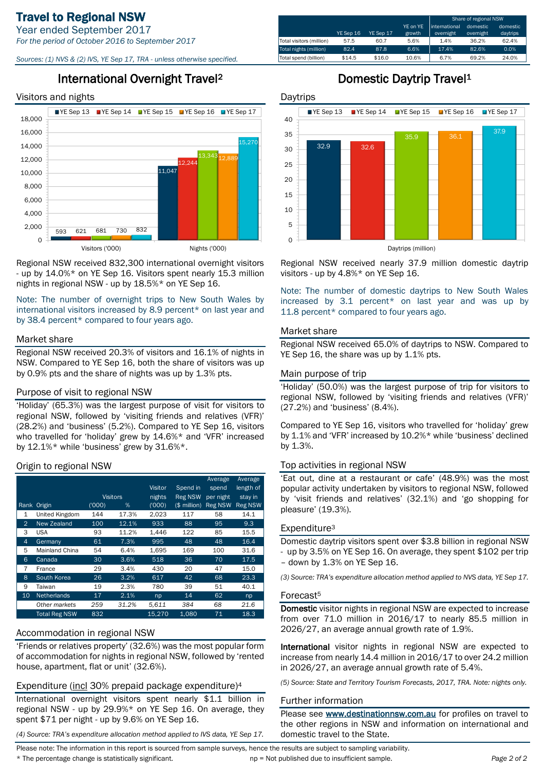# Travel to Regional NSW

Year ended September 2017

*For the period of October 2016 to September 2017*

*Sources: (1) NVS & (2) IVS, YE Sep 17, TRA - unless otherwise specified.*

| | YE Sep 16 | YE Sep 17 | YE on YE growth | Share of regional NSW international overnight | Share of regional NSW domestic overnight | Share of regional NSW domestic daytrips |
|---|---|---|---|---|---|---|
| Total visitors (million) | 57.5 | 60.7 | 5.6% | 1.4% | 36.2% | 62.4% |
| Total nights (million) | 82.4 | 87.8 | 6.6% | 17.4% | 82.6% | 0.0% |
| Total spend (billion) | $14.5 | $16.0 | 10.6% | 6.7% | 69.2% | 24.0% |

## International Overnight Travel[2]

### Visitors and nights

YE Sep 13, YE Sep 14, YE Sep 15, YE Sep 16, YE Sep 17

Visitors ('000): 593, 621, 681, 730, 832

Nights ('000): 11,047, 12,244, 13,343, 12,889, 15,270

Regional NSW received 832,300 international overnight visitors - up by 14.0%* on YE Sep 16. Visitors spent nearly 15.3 million nights in regional NSW - up by 18.5%* on YE Sep 16.

Note: The number of overnight trips to New South Wales by international visitors increased by 8.9 percent* on last year and by 38.4 percent* compared to four years ago.

### Market share

Regional NSW received 20.3% of visitors and 16.1% of nights in NSW. Compared to YE Sep 16, both the share of visitors was up by 0.9% pts and the share of nights was up by 1.3% pts.

### Purpose of visit to regional NSW

'Holiday' (65.3%) was the largest purpose of visit for visitors to regional NSW, followed by 'visiting friends and relatives (VFR)' (28.2%) and 'business' (5.2%). Compared to YE Sep 16, visitors who travelled for 'holiday' grew by 14.6%* and 'VFR' increased by 12.1%* while 'business' grew by 31.6%*.

### Origin to regional NSW

| Rank | Origin | Visitors ('000) | Visitors % | Visitor nights ('000) | Spend in Reg NSW ($ million) | Average spend per night Reg NSW | Average length of stay in Reg NSW |
|---|---|---|---|---|---|---|---|
| 1 | United Kingdom | 144 | 17.3% | 2,023 | 117 | 58 | 14.1 |
| 2 | New Zealand | 100 | 12.1% | 933 | 88 | 95 | 9.3 |
| 3 | USA | 93 | 11.2% | 1,446 | 122 | 85 | 15.5 |
| 4 | Germany | 61 | 7.3% | 995 | 48 | 48 | 16.4 |
| 5 | Mainland China | 54 | 6.4% | 1,695 | 169 | 100 | 31.6 |
| 6 | Canada | 30 | 3.6% | 518 | 36 | 70 | 17.5 |
| 7 | France | 29 | 3.4% | 430 | 20 | 47 | 15.0 |
| 8 | South Korea | 26 | 3.2% | 617 | 42 | 68 | 23.3 |
| 9 | Taiwan | 19 | 2.3% | 780 | 39 | 51 | 40.1 |
| 10 | Netherlands | 17 | 2.1% | np | 14 | 62 | np |
| | *Other markets* | *259* | *31.2%* | *5,611* | *384* | *68* | *21.6* |
| | Total Reg NSW | 832 | | 15,270 | 1,080 | 71 | 18.3 |

### Accommodation in regional NSW

'Friends or relatives property' (32.6%) was the most popular form of accommodation for nights in regional NSW, followed by 'rented house, apartment, flat or unit' (32.6%).

### Expenditure (incl 30% prepaid package expenditure)[4]

International overnight visitors spent nearly $1.1 billion in regional NSW - up by 29.9%* on YE Sep 16. On average, they spent $71 per night - up by 9.6% on YE Sep 16.

*(4) Source: TRA's expenditure allocation method applied to IVS data, YE Sep 17.*

## Domestic Daytrip Travel[1]

### Daytrips

YE Sep 13, YE Sep 14, YE Sep 15, YE Sep 16, YE Sep 17

Daytrips (million): 32.9, 32.6, 35.9, 36.1, 37.9

Regional NSW received nearly 37.9 million domestic daytrip visitors - up by 4.8%* on YE Sep 16.

Note: The number of domestic daytrips to New South Wales increased by 3.1 percent* on last year and was up by 11.8 percent* compared to four years ago.

### Market share

Regional NSW received 65.0% of daytrips to NSW. Compared to YE Sep 16, the share was up by 1.1% pts.

### Main purpose of trip

'Holiday' (50.0%) was the largest purpose of trip for visitors to regional NSW, followed by 'visiting friends and relatives (VFR)' (27.2%) and 'business' (8.4%).

Compared to YE Sep 16, visitors who travelled for 'holiday' grew by 1.1% and 'VFR' increased by 10.2%* while 'business' declined by 1.3%.

### Top activities in regional NSW

'Eat out, dine at a restaurant or cafe' (48.9%) was the most popular activity undertaken by visitors to regional NSW, followed by 'visit friends and relatives' (32.1%) and 'go shopping for pleasure' (19.3%).

### Expenditure[3]

Domestic daytrip visitors spent over $3.8 billion in regional NSW - up by 3.5% on YE Sep 16. On average, they spent $102 per trip – down by 1.3% on YE Sep 16.

*(3) Source: TRA's expenditure allocation method applied to NVS data, YE Sep 17.*

### Forecast[5]

**Domestic** visitor nights in regional NSW are expected to increase from over 71.0 million in 2016/17 to nearly 85.5 million in 2026/27, an average annual growth rate of 1.9%.

**International** visitor nights in regional NSW are expected to increase from nearly 14.4 million in 2016/17 to over 24.2 million in 2026/27, an average annual growth rate of 5.4%.

*(5) Source: State and Territory Tourism Forecasts, 2017, TRA. Note: nights only.*

### Further information

Please see www.destinationnsw.com.au for profiles on travel to the other regions in NSW and information on international and domestic travel to the State.

Please note: The information in this report is sourced from sample surveys, hence the results are subject to sampling variability.

\* The percentage change is statistically significant. np = Not published due to insufficient sample.